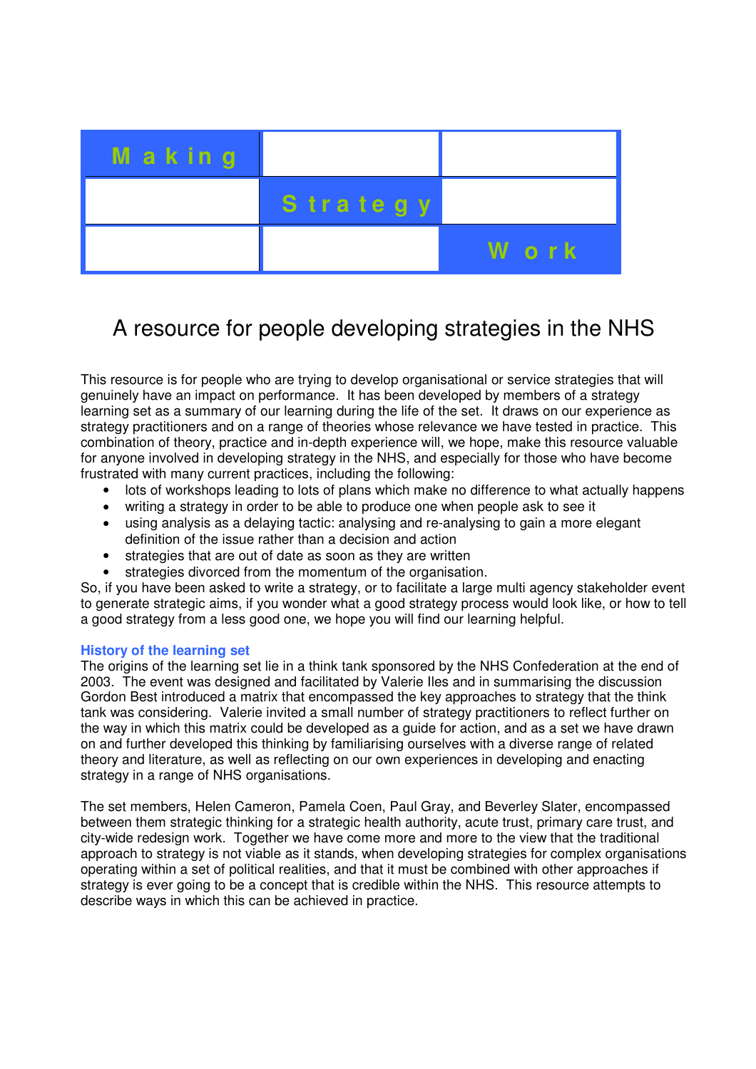| | | |
|---|---|---|
| Making | | |
| | Strategy | |
| | | Work |

# A resource for people developing strategies in the NHS

This resource is for people who are trying to develop organisational or service strategies that will genuinely have an impact on performance. It has been developed by members of a strategy learning set as a summary of our learning during the life of the set. It draws on our experience as strategy practitioners and on a range of theories whose relevance we have tested in practice. This combination of theory, practice and in-depth experience will, we hope, make this resource valuable for anyone involved in developing strategy in the NHS, and especially for those who have become frustrated with many current practices, including the following:

- lots of workshops leading to lots of plans which make no difference to what actually happens
- writing a strategy in order to be able to produce one when people ask to see it
- using analysis as a delaying tactic: analysing and re-analysing to gain a more elegant definition of the issue rather than a decision and action
- strategies that are out of date as soon as they are written
- strategies divorced from the momentum of the organisation.

So, if you have been asked to write a strategy, or to facilitate a large multi agency stakeholder event to generate strategic aims, if you wonder what a good strategy process would look like, or how to tell a good strategy from a less good one, we hope you will find our learning helpful.

### History of the learning set

The origins of the learning set lie in a think tank sponsored by the NHS Confederation at the end of 2003. The event was designed and facilitated by Valerie Iles and in summarising the discussion Gordon Best introduced a matrix that encompassed the key approaches to strategy that the think tank was considering. Valerie invited a small number of strategy practitioners to reflect further on the way in which this matrix could be developed as a guide for action, and as a set we have drawn on and further developed this thinking by familiarising ourselves with a diverse range of related theory and literature, as well as reflecting on our own experiences in developing and enacting strategy in a range of NHS organisations.

The set members, Helen Cameron, Pamela Coen, Paul Gray, and Beverley Slater, encompassed between them strategic thinking for a strategic health authority, acute trust, primary care trust, and city-wide redesign work. Together we have come more and more to the view that the traditional approach to strategy is not viable as it stands, when developing strategies for complex organisations operating within a set of political realities, and that it must be combined with other approaches if strategy is ever going to be a concept that is credible within the NHS. This resource attempts to describe ways in which this can be achieved in practice.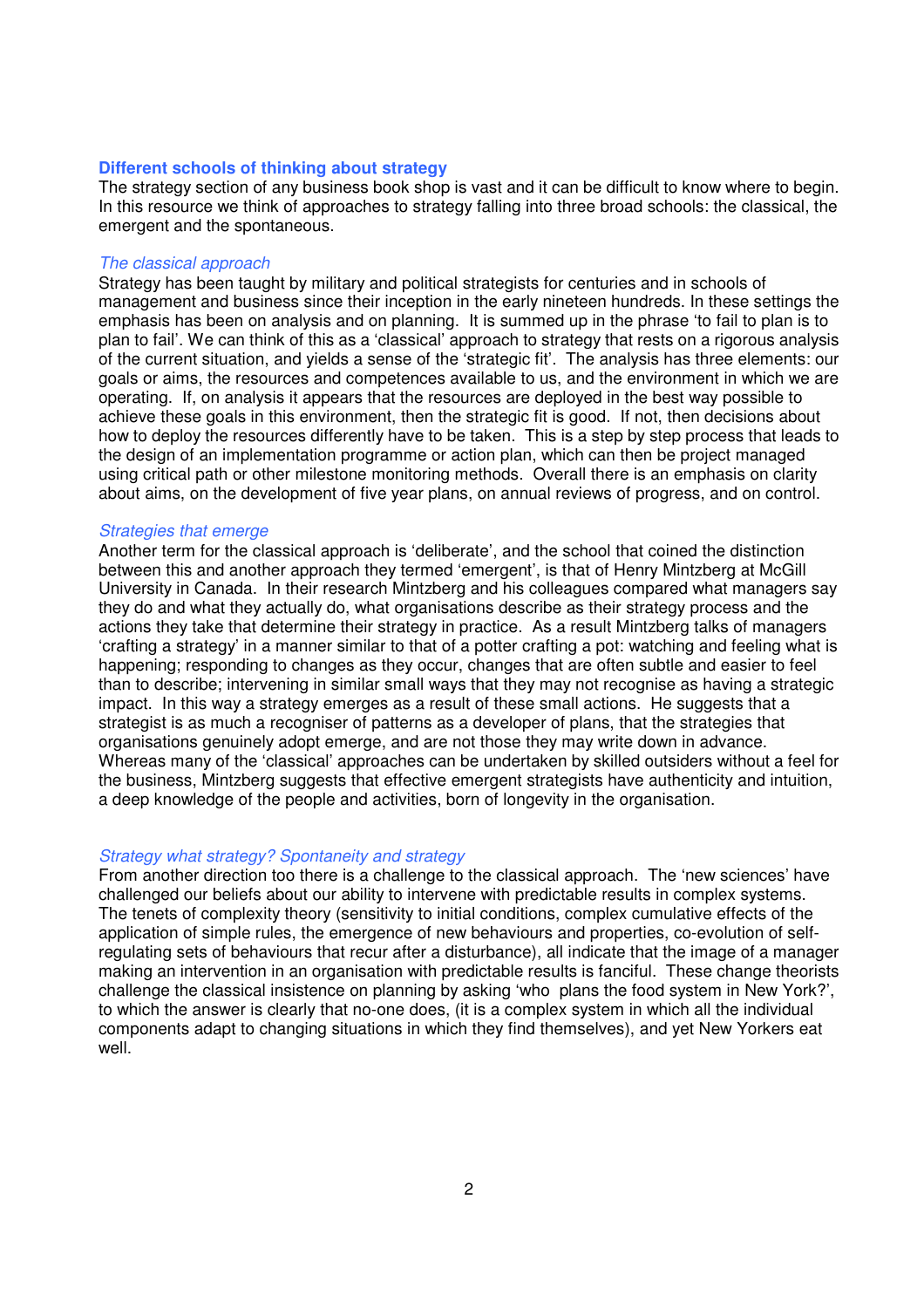## Different schools of thinking about strategy

The strategy section of any business book shop is vast and it can be difficult to know where to begin. In this resource we think of approaches to strategy falling into three broad schools: the classical, the emergent and the spontaneous.

### *The classical approach*

Strategy has been taught by military and political strategists for centuries and in schools of management and business since their inception in the early nineteen hundreds. In these settings the emphasis has been on analysis and on planning. It is summed up in the phrase 'to fail to plan is to plan to fail'. We can think of this as a 'classical' approach to strategy that rests on a rigorous analysis of the current situation, and yields a sense of the 'strategic fit'. The analysis has three elements: our goals or aims, the resources and competences available to us, and the environment in which we are operating. If, on analysis it appears that the resources are deployed in the best way possible to achieve these goals in this environment, then the strategic fit is good. If not, then decisions about how to deploy the resources differently have to be taken. This is a step by step process that leads to the design of an implementation programme or action plan, which can then be project managed using critical path or other milestone monitoring methods. Overall there is an emphasis on clarity about aims, on the development of five year plans, on annual reviews of progress, and on control.

### *Strategies that emerge*

Another term for the classical approach is 'deliberate', and the school that coined the distinction between this and another approach they termed 'emergent', is that of Henry Mintzberg at McGill University in Canada. In their research Mintzberg and his colleagues compared what managers say they do and what they actually do, what organisations describe as their strategy process and the actions they take that determine their strategy in practice. As a result Mintzberg talks of managers 'crafting a strategy' in a manner similar to that of a potter crafting a pot: watching and feeling what is happening; responding to changes as they occur, changes that are often subtle and easier to feel than to describe; intervening in similar small ways that they may not recognise as having a strategic impact. In this way a strategy emerges as a result of these small actions. He suggests that a strategist is as much a recogniser of patterns as a developer of plans, that the strategies that organisations genuinely adopt emerge, and are not those they may write down in advance. Whereas many of the 'classical' approaches can be undertaken by skilled outsiders without a feel for the business, Mintzberg suggests that effective emergent strategists have authenticity and intuition, a deep knowledge of the people and activities, born of longevity in the organisation.

### *Strategy what strategy? Spontaneity and strategy*

From another direction too there is a challenge to the classical approach. The 'new sciences' have challenged our beliefs about our ability to intervene with predictable results in complex systems. The tenets of complexity theory (sensitivity to initial conditions, complex cumulative effects of the application of simple rules, the emergence of new behaviours and properties, co-evolution of self-regulating sets of behaviours that recur after a disturbance), all indicate that the image of a manager making an intervention in an organisation with predictable results is fanciful. These change theorists challenge the classical insistence on planning by asking 'who plans the food system in New York?', to which the answer is clearly that no-one does, (it is a complex system in which all the individual components adapt to changing situations in which they find themselves), and yet New Yorkers eat well.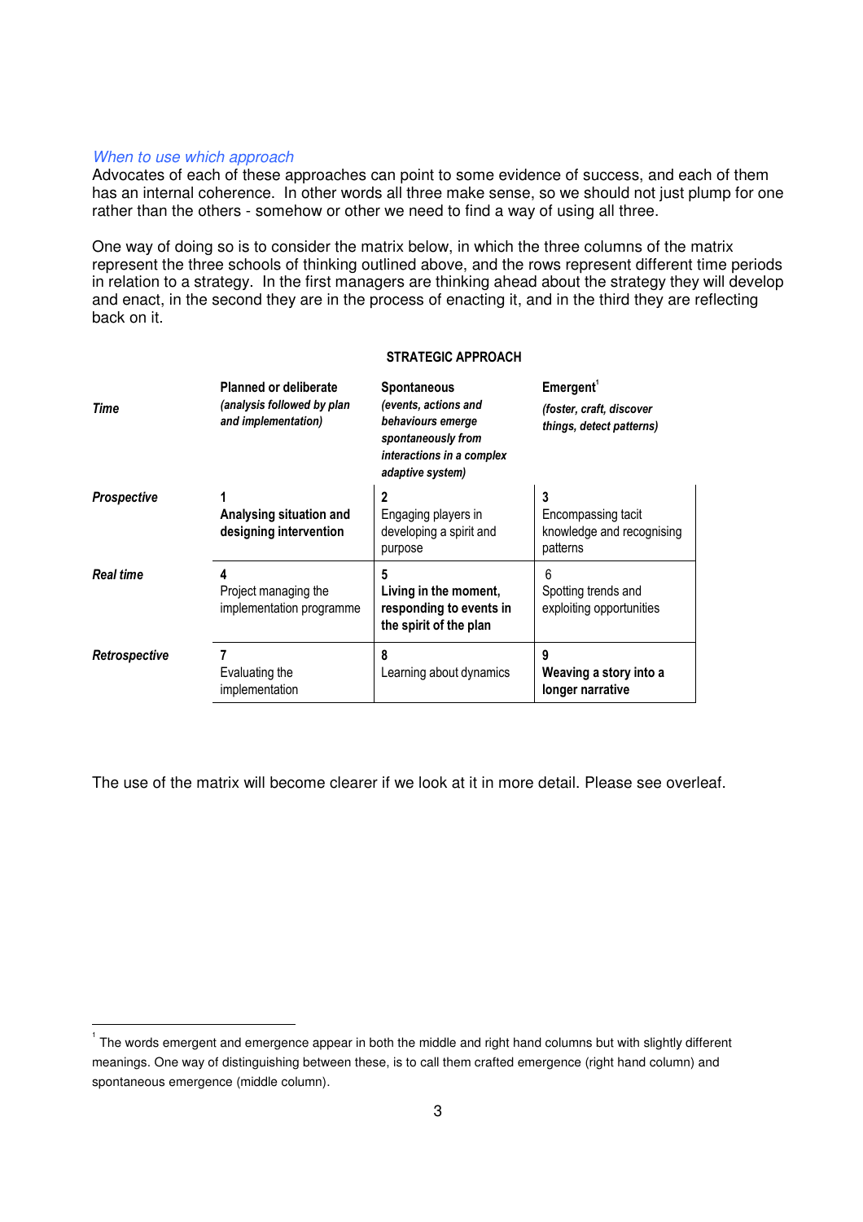*When to use which approach*

Advocates of each of these approaches can point to some evidence of success, and each of them has an internal coherence. In other words all three make sense, so we should not just plump for one rather than the others - somehow or other we need to find a way of using all three.

One way of doing so is to consider the matrix below, in which the three columns of the matrix represent the three schools of thinking outlined above, and the rows represent different time periods in relation to a strategy. In the first managers are thinking ahead about the strategy they will develop and enact, in the second they are in the process of enacting it, and in the third they are reflecting back on it.

**STRATEGIC APPROACH**

| ***Time*** | **Planned or deliberate** ***(analysis followed by plan and implementation)*** | **Spontaneous** ***(events, actions and behaviours emerge spontaneously from interactions in a complex adaptive system)*** | **Emergent**[1] ***(foster, craft, discover things, detect patterns)*** |
|---|---|---|---|
| ***Prospective*** | **1** **Analysing situation and designing intervention** | **2** Engaging players in developing a spirit and purpose | **3** Encompassing tacit knowledge and recognising patterns |
| ***Real time*** | **4** Project managing the implementation programme | **5** **Living in the moment, responding to events in the spirit of the plan** | 6 Spotting trends and exploiting opportunities |
| ***Retrospective*** | **7** Evaluating the implementation | **8** Learning about dynamics | **9** **Weaving a story into a longer narrative** |

The use of the matrix will become clearer if we look at it in more detail. Please see overleaf.

---

[1] The words emergent and emergence appear in both the middle and right hand columns but with slightly different meanings. One way of distinguishing between these, is to call them crafted emergence (right hand column) and spontaneous emergence (middle column).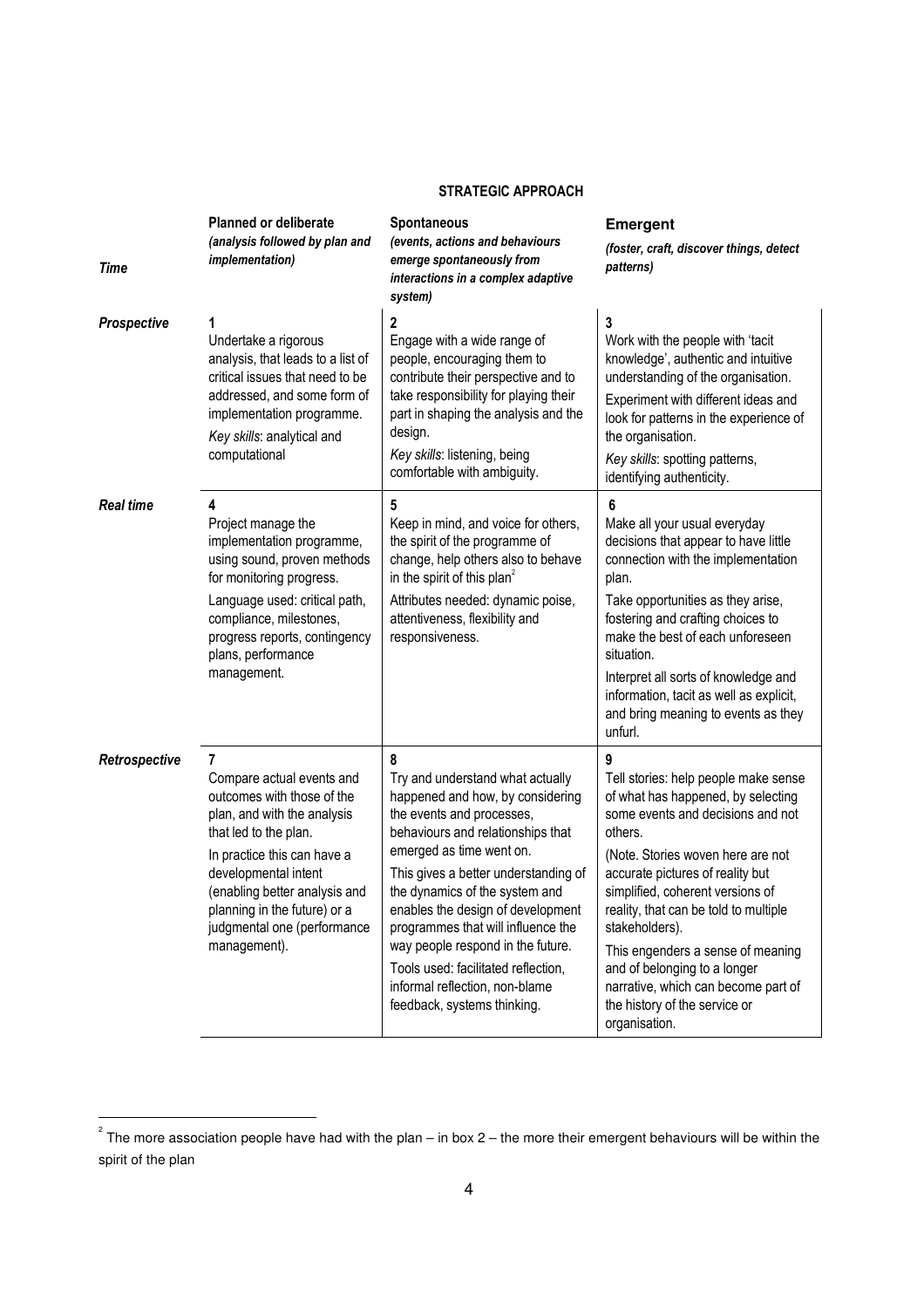**STRATEGIC APPROACH**

| *Time* | **Planned or deliberate** *(analysis followed by plan and implementation)* | **Spontaneous** *(events, actions and behaviours emerge spontaneously from interactions in a complex adaptive system)* | **Emergent** *(foster, craft, discover things, detect patterns)* |
|---|---|---|---|
| ***Prospective*** | **1** Undertake a rigorous analysis, that leads to a list of critical issues that need to be addressed, and some form of implementation programme. *Key skills*: analytical and computational | **2** Engage with a wide range of people, encouraging them to contribute their perspective and to take responsibility for playing their part in shaping the analysis and the design. *Key skills*: listening, being comfortable with ambiguity. | **3** Work with the people with 'tacit knowledge', authentic and intuitive understanding of the organisation. Experiment with different ideas and look for patterns in the experience of the organisation. *Key skills*: spotting patterns, identifying authenticity. |
| ***Real time*** | **4** Project manage the implementation programme, using sound, proven methods for monitoring progress. Language used: critical path, compliance, milestones, progress reports, contingency plans, performance management. | **5** Keep in mind, and voice for others, the spirit of the programme of change, help others also to behave in the spirit of this plan[2] Attributes needed: dynamic poise, attentiveness, flexibility and responsiveness. | **6** Make all your usual everyday decisions that appear to have little connection with the implementation plan. Take opportunities as they arise, fostering and crafting choices to make the best of each unforeseen situation. Interpret all sorts of knowledge and information, tacit as well as explicit, and bring meaning to events as they unfurl. |
| ***Retrospective*** | **7** Compare actual events and outcomes with those of the plan, and with the analysis that led to the plan. In practice this can have a developmental intent (enabling better analysis and planning in the future) or a judgmental one (performance management). | **8** Try and understand what actually happened and how, by considering the events and processes, behaviours and relationships that emerged as time went on. This gives a better understanding of the dynamics of the system and enables the design of development programmes that will influence the way people respond in the future. Tools used: facilitated reflection, informal reflection, non-blame feedback, systems thinking. | **9** Tell stories: help people make sense of what has happened, by selecting some events and decisions and not others. (Note. Stories woven here are not accurate pictures of reality but simplified, coherent versions of reality, that can be told to multiple stakeholders). This engenders a sense of meaning and of belonging to a longer narrative, which can become part of the history of the service or organisation. |

[2] The more association people have had with the plan – in box 2 – the more their emergent behaviours will be within the spirit of the plan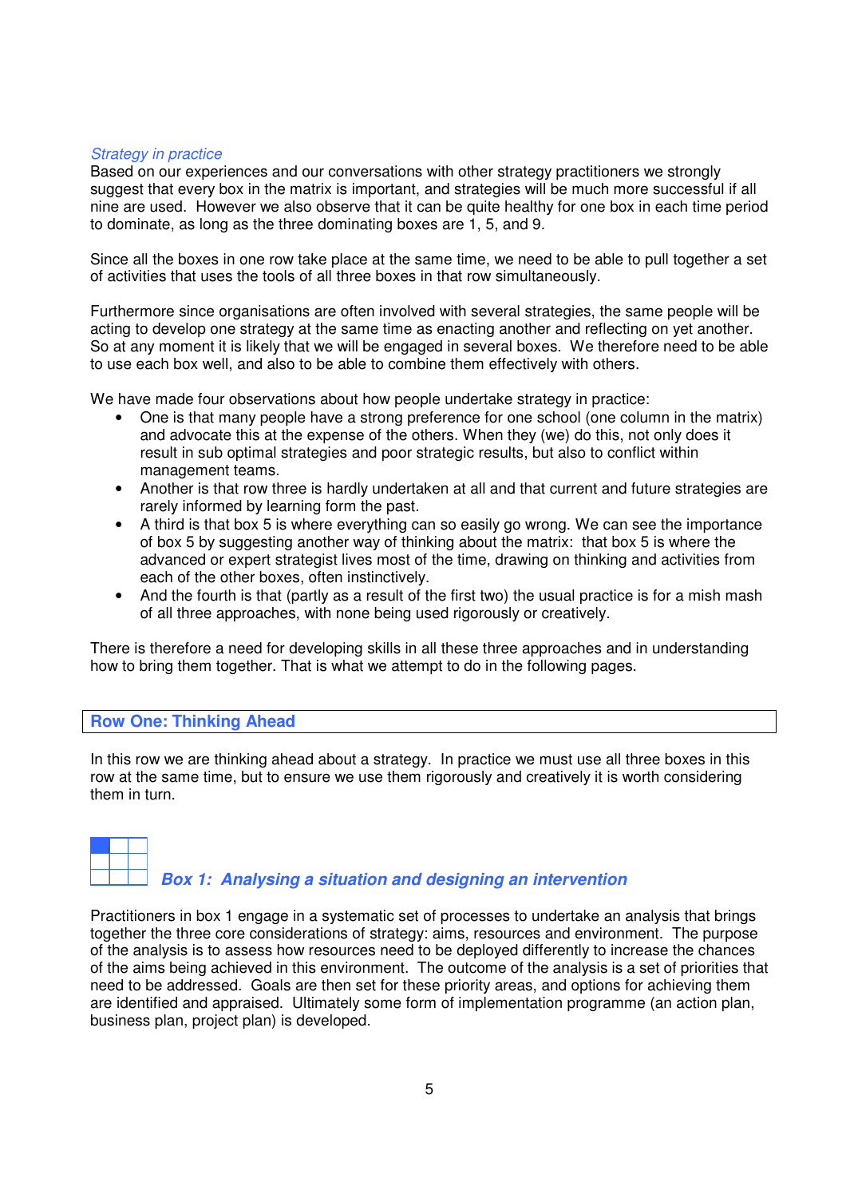*Strategy in practice*

Based on our experiences and our conversations with other strategy practitioners we strongly suggest that every box in the matrix is important, and strategies will be much more successful if all nine are used. However we also observe that it can be quite healthy for one box in each time period to dominate, as long as the three dominating boxes are 1, 5, and 9.

Since all the boxes in one row take place at the same time, we need to be able to pull together a set of activities that uses the tools of all three boxes in that row simultaneously.

Furthermore since organisations are often involved with several strategies, the same people will be acting to develop one strategy at the same time as enacting another and reflecting on yet another. So at any moment it is likely that we will be engaged in several boxes. We therefore need to be able to use each box well, and also to be able to combine them effectively with others.

We have made four observations about how people undertake strategy in practice:

- One is that many people have a strong preference for one school (one column in the matrix) and advocate this at the expense of the others. When they (we) do this, not only does it result in sub optimal strategies and poor strategic results, but also to conflict within management teams.
- Another is that row three is hardly undertaken at all and that current and future strategies are rarely informed by learning form the past.
- A third is that box 5 is where everything can so easily go wrong. We can see the importance of box 5 by suggesting another way of thinking about the matrix: that box 5 is where the advanced or expert strategist lives most of the time, drawing on thinking and activities from each of the other boxes, often instinctively.
- And the fourth is that (partly as a result of the first two) the usual practice is for a mish mash of all three approaches, with none being used rigorously or creatively.

There is therefore a need for developing skills in all these three approaches and in understanding how to bring them together. That is what we attempt to do in the following pages.

## Row One: Thinking Ahead

In this row we are thinking ahead about a strategy. In practice we must use all three boxes in this row at the same time, but to ensure we use them rigorously and creatively it is worth considering them in turn.

### *Box 1: Analysing a situation and designing an intervention*

Practitioners in box 1 engage in a systematic set of processes to undertake an analysis that brings together the three core considerations of strategy: aims, resources and environment. The purpose of the analysis is to assess how resources need to be deployed differently to increase the chances of the aims being achieved in this environment. The outcome of the analysis is a set of priorities that need to be addressed. Goals are then set for these priority areas, and options for achieving them are identified and appraised. Ultimately some form of implementation programme (an action plan, business plan, project plan) is developed.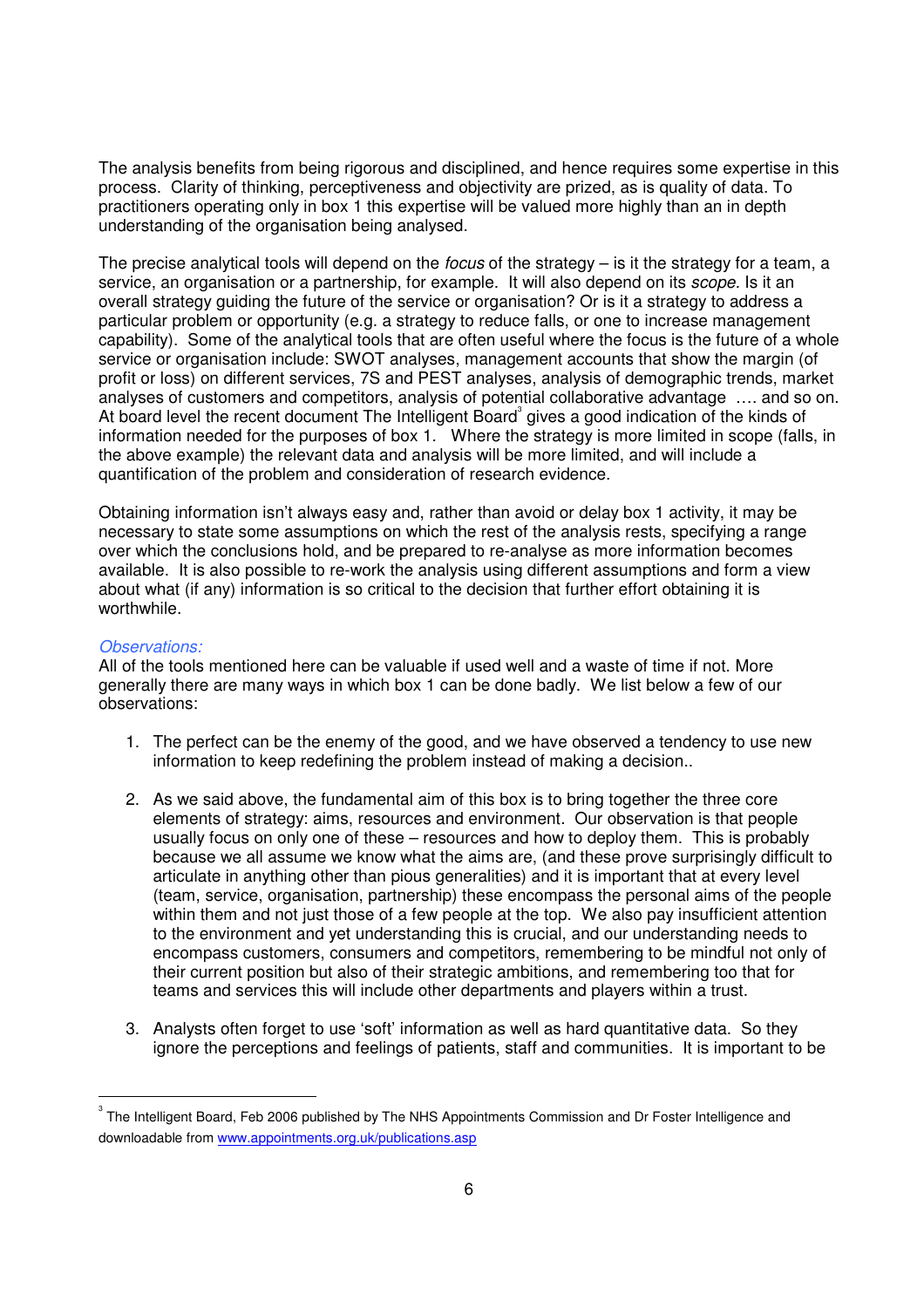The analysis benefits from being rigorous and disciplined, and hence requires some expertise in this process. Clarity of thinking, perceptiveness and objectivity are prized, as is quality of data. To practitioners operating only in box 1 this expertise will be valued more highly than an in depth understanding of the organisation being analysed.

The precise analytical tools will depend on the *focus* of the strategy – is it the strategy for a team, a service, an organisation or a partnership, for example. It will also depend on its *scope*. Is it an overall strategy guiding the future of the service or organisation? Or is it a strategy to address a particular problem or opportunity (e.g. a strategy to reduce falls, or one to increase management capability). Some of the analytical tools that are often useful where the focus is the future of a whole service or organisation include: SWOT analyses, management accounts that show the margin (of profit or loss) on different services, 7S and PEST analyses, analysis of demographic trends, market analyses of customers and competitors, analysis of potential collaborative advantage …. and so on. At board level the recent document The Intelligent Board[3] gives a good indication of the kinds of information needed for the purposes of box 1. Where the strategy is more limited in scope (falls, in the above example) the relevant data and analysis will be more limited, and will include a quantification of the problem and consideration of research evidence.

Obtaining information isn't always easy and, rather than avoid or delay box 1 activity, it may be necessary to state some assumptions on which the rest of the analysis rests, specifying a range over which the conclusions hold, and be prepared to re-analyse as more information becomes available. It is also possible to re-work the analysis using different assumptions and form a view about what (if any) information is so critical to the decision that further effort obtaining it is worthwhile.

*Observations:*

All of the tools mentioned here can be valuable if used well and a waste of time if not. More generally there are many ways in which box 1 can be done badly. We list below a few of our observations:

1. The perfect can be the enemy of the good, and we have observed a tendency to use new information to keep redefining the problem instead of making a decision..

2. As we said above, the fundamental aim of this box is to bring together the three core elements of strategy: aims, resources and environment. Our observation is that people usually focus on only one of these – resources and how to deploy them. This is probably because we all assume we know what the aims are, (and these prove surprisingly difficult to articulate in anything other than pious generalities) and it is important that at every level (team, service, organisation, partnership) these encompass the personal aims of the people within them and not just those of a few people at the top. We also pay insufficient attention to the environment and yet understanding this is crucial, and our understanding needs to encompass customers, consumers and competitors, remembering to be mindful not only of their current position but also of their strategic ambitions, and remembering too that for teams and services this will include other departments and players within a trust.

3. Analysts often forget to use 'soft' information as well as hard quantitative data. So they ignore the perceptions and feelings of patients, staff and communities. It is important to be

[3] The Intelligent Board, Feb 2006 published by The NHS Appointments Commission and Dr Foster Intelligence and downloadable from www.appointments.org.uk/publications.asp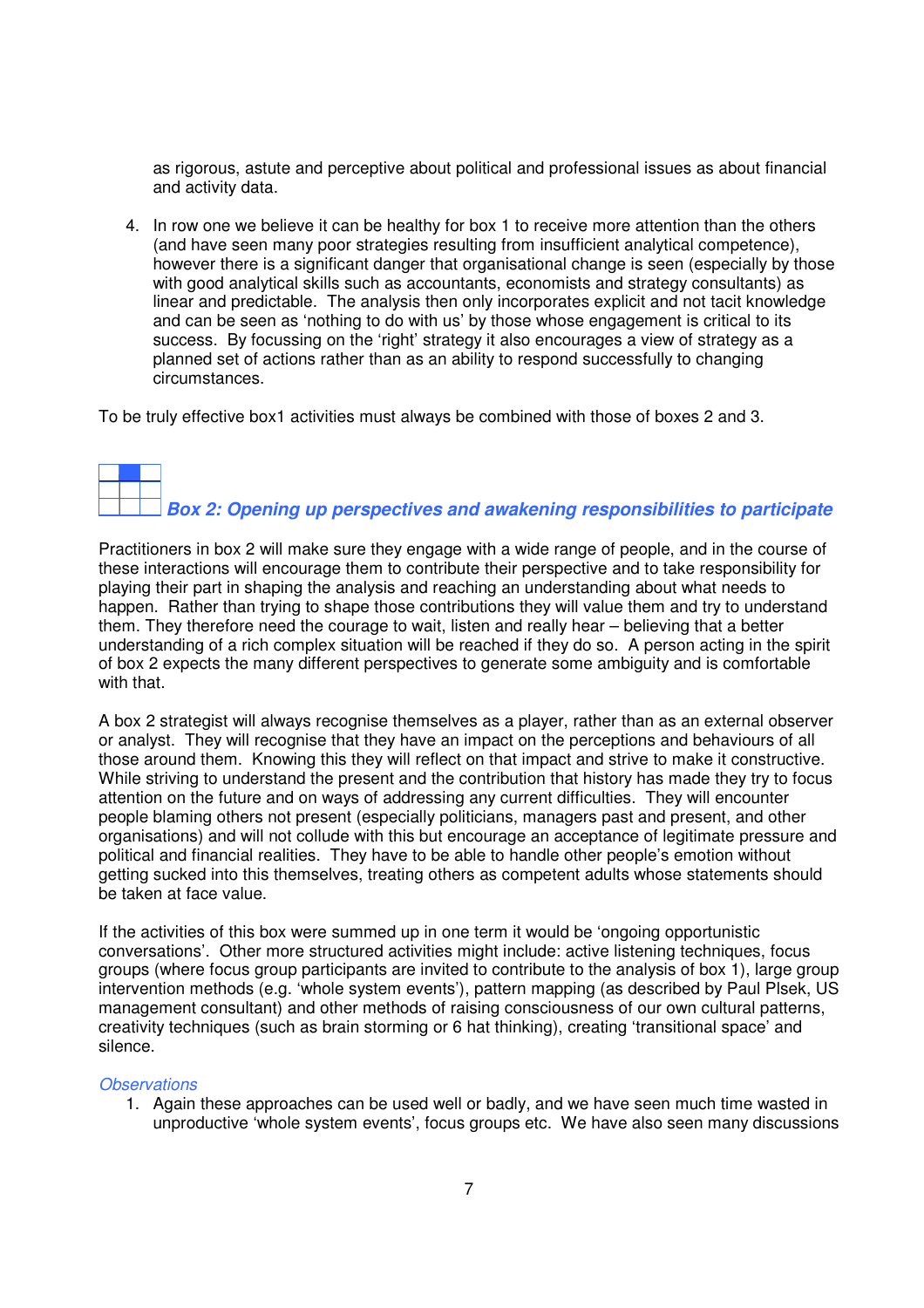as rigorous, astute and perceptive about political and professional issues as about financial and activity data.

4. In row one we believe it can be healthy for box 1 to receive more attention than the others (and have seen many poor strategies resulting from insufficient analytical competence), however there is a significant danger that organisational change is seen (especially by those with good analytical skills such as accountants, economists and strategy consultants) as linear and predictable. The analysis then only incorporates explicit and not tacit knowledge and can be seen as 'nothing to do with us' by those whose engagement is critical to its success. By focussing on the 'right' strategy it also encourages a view of strategy as a planned set of actions rather than as an ability to respond successfully to changing circumstances.

To be truly effective box1 activities must always be combined with those of boxes 2 and 3.

## *Box 2: Opening up perspectives and awakening responsibilities to participate*

Practitioners in box 2 will make sure they engage with a wide range of people, and in the course of these interactions will encourage them to contribute their perspective and to take responsibility for playing their part in shaping the analysis and reaching an understanding about what needs to happen. Rather than trying to shape those contributions they will value them and try to understand them. They therefore need the courage to wait, listen and really hear – believing that a better understanding of a rich complex situation will be reached if they do so. A person acting in the spirit of box 2 expects the many different perspectives to generate some ambiguity and is comfortable with that.

A box 2 strategist will always recognise themselves as a player, rather than as an external observer or analyst. They will recognise that they have an impact on the perceptions and behaviours of all those around them. Knowing this they will reflect on that impact and strive to make it constructive. While striving to understand the present and the contribution that history has made they try to focus attention on the future and on ways of addressing any current difficulties. They will encounter people blaming others not present (especially politicians, managers past and present, and other organisations) and will not collude with this but encourage an acceptance of legitimate pressure and political and financial realities. They have to be able to handle other people's emotion without getting sucked into this themselves, treating others as competent adults whose statements should be taken at face value.

If the activities of this box were summed up in one term it would be 'ongoing opportunistic conversations'. Other more structured activities might include: active listening techniques, focus groups (where focus group participants are invited to contribute to the analysis of box 1), large group intervention methods (e.g. 'whole system events'), pattern mapping (as described by Paul Plsek, US management consultant) and other methods of raising consciousness of our own cultural patterns, creativity techniques (such as brain storming or 6 hat thinking), creating 'transitional space' and silence.

*Observations*

1. Again these approaches can be used well or badly, and we have seen much time wasted in unproductive 'whole system events', focus groups etc. We have also seen many discussions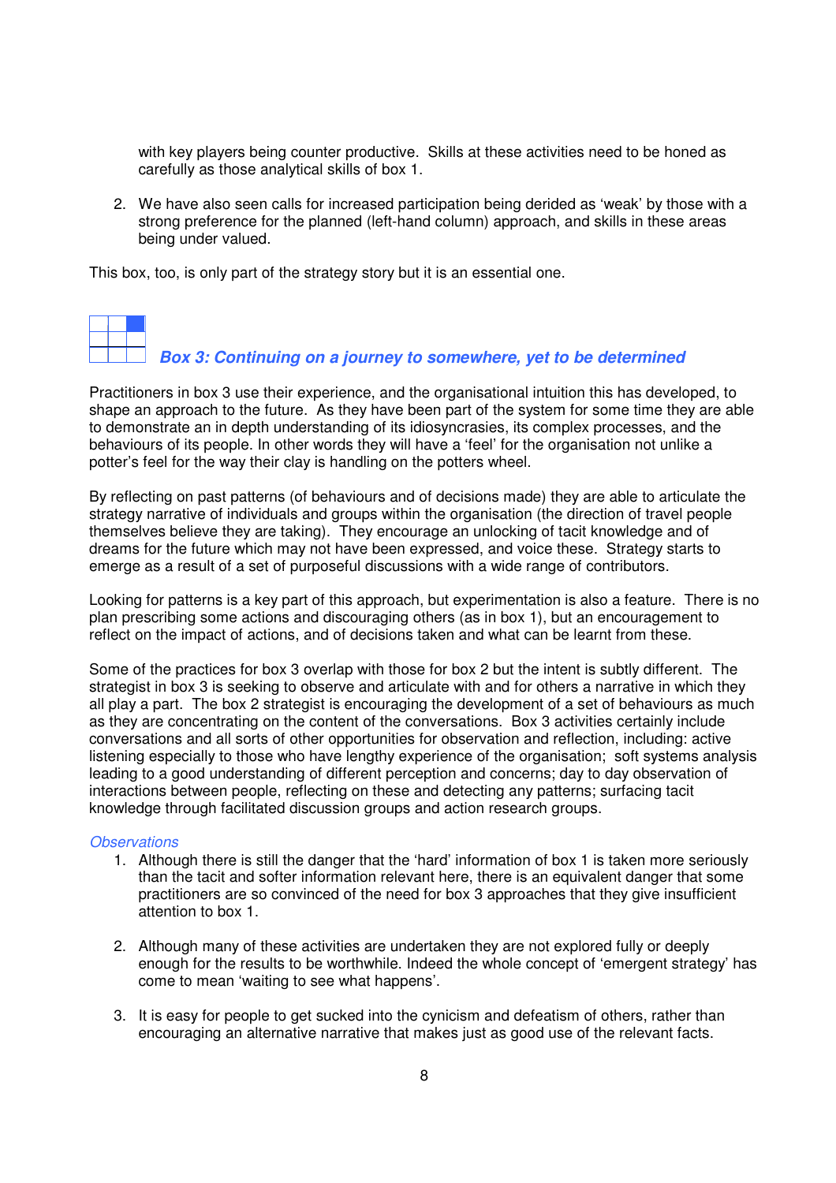with key players being counter productive. Skills at these activities need to be honed as carefully as those analytical skills of box 1.

2. We have also seen calls for increased participation being derided as 'weak' by those with a strong preference for the planned (left-hand column) approach, and skills in these areas being under valued.

This box, too, is only part of the strategy story but it is an essential one.

## *Box 3: Continuing on a journey to somewhere, yet to be determined*

Practitioners in box 3 use their experience, and the organisational intuition this has developed, to shape an approach to the future. As they have been part of the system for some time they are able to demonstrate an in depth understanding of its idiosyncrasies, its complex processes, and the behaviours of its people. In other words they will have a 'feel' for the organisation not unlike a potter's feel for the way their clay is handling on the potters wheel.

By reflecting on past patterns (of behaviours and of decisions made) they are able to articulate the strategy narrative of individuals and groups within the organisation (the direction of travel people themselves believe they are taking). They encourage an unlocking of tacit knowledge and of dreams for the future which may not have been expressed, and voice these. Strategy starts to emerge as a result of a set of purposeful discussions with a wide range of contributors.

Looking for patterns is a key part of this approach, but experimentation is also a feature. There is no plan prescribing some actions and discouraging others (as in box 1), but an encouragement to reflect on the impact of actions, and of decisions taken and what can be learnt from these.

Some of the practices for box 3 overlap with those for box 2 but the intent is subtly different. The strategist in box 3 is seeking to observe and articulate with and for others a narrative in which they all play a part. The box 2 strategist is encouraging the development of a set of behaviours as much as they are concentrating on the content of the conversations. Box 3 activities certainly include conversations and all sorts of other opportunities for observation and reflection, including: active listening especially to those who have lengthy experience of the organisation; soft systems analysis leading to a good understanding of different perception and concerns; day to day observation of interactions between people, reflecting on these and detecting any patterns; surfacing tacit knowledge through facilitated discussion groups and action research groups.

*Observations*

1. Although there is still the danger that the 'hard' information of box 1 is taken more seriously than the tacit and softer information relevant here, there is an equivalent danger that some practitioners are so convinced of the need for box 3 approaches that they give insufficient attention to box 1.

2. Although many of these activities are undertaken they are not explored fully or deeply enough for the results to be worthwhile. Indeed the whole concept of 'emergent strategy' has come to mean 'waiting to see what happens'.

3. It is easy for people to get sucked into the cynicism and defeatism of others, rather than encouraging an alternative narrative that makes just as good use of the relevant facts.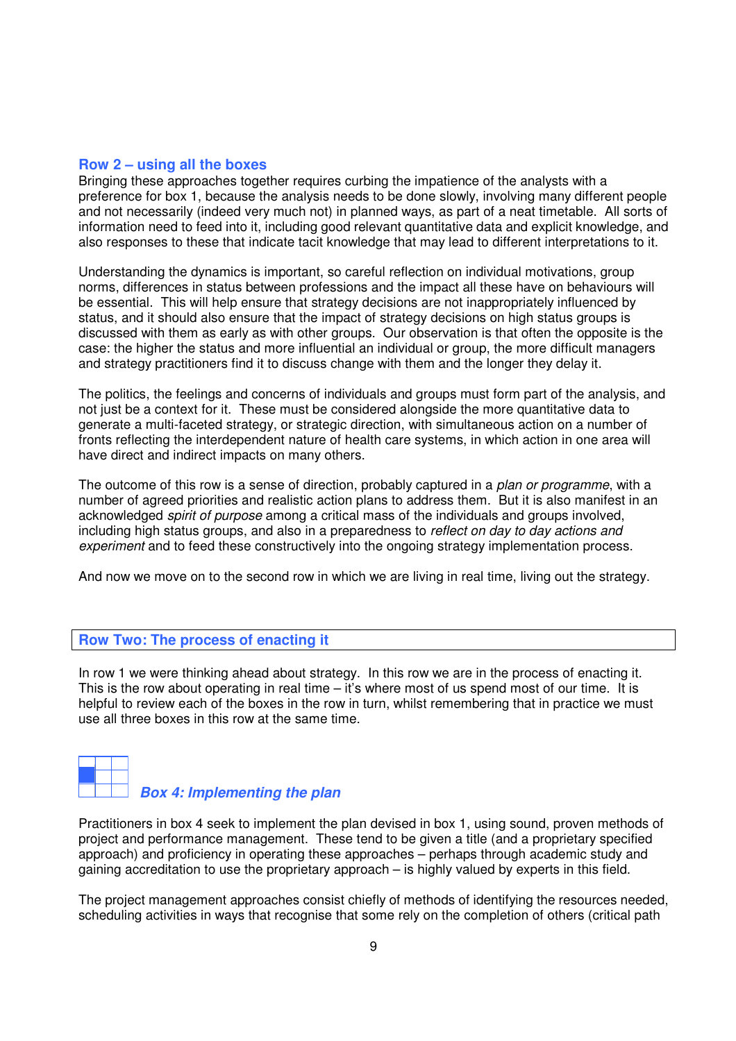### Row 2 – using all the boxes

Bringing these approaches together requires curbing the impatience of the analysts with a preference for box 1, because the analysis needs to be done slowly, involving many different people and not necessarily (indeed very much not) in planned ways, as part of a neat timetable. All sorts of information need to feed into it, including good relevant quantitative data and explicit knowledge, and also responses to these that indicate tacit knowledge that may lead to different interpretations to it.

Understanding the dynamics is important, so careful reflection on individual motivations, group norms, differences in status between professions and the impact all these have on behaviours will be essential. This will help ensure that strategy decisions are not inappropriately influenced by status, and it should also ensure that the impact of strategy decisions on high status groups is discussed with them as early as with other groups. Our observation is that often the opposite is the case: the higher the status and more influential an individual or group, the more difficult managers and strategy practitioners find it to discuss change with them and the longer they delay it.

The politics, the feelings and concerns of individuals and groups must form part of the analysis, and not just be a context for it. These must be considered alongside the more quantitative data to generate a multi-faceted strategy, or strategic direction, with simultaneous action on a number of fronts reflecting the interdependent nature of health care systems, in which action in one area will have direct and indirect impacts on many others.

The outcome of this row is a sense of direction, probably captured in a *plan or programme*, with a number of agreed priorities and realistic action plans to address them. But it is also manifest in an acknowledged *spirit of purpose* among a critical mass of the individuals and groups involved, including high status groups, and also in a preparedness to *reflect on day to day actions and experiment* and to feed these constructively into the ongoing strategy implementation process.

And now we move on to the second row in which we are living in real time, living out the strategy.

## Row Two: The process of enacting it

In row 1 we were thinking ahead about strategy. In this row we are in the process of enacting it. This is the row about operating in real time – it's where most of us spend most of our time. It is helpful to review each of the boxes in the row in turn, whilst remembering that in practice we must use all three boxes in this row at the same time.

### *Box 4: Implementing the plan*

Practitioners in box 4 seek to implement the plan devised in box 1, using sound, proven methods of project and performance management. These tend to be given a title (and a proprietary specified approach) and proficiency in operating these approaches – perhaps through academic study and gaining accreditation to use the proprietary approach – is highly valued by experts in this field.

The project management approaches consist chiefly of methods of identifying the resources needed, scheduling activities in ways that recognise that some rely on the completion of others (critical path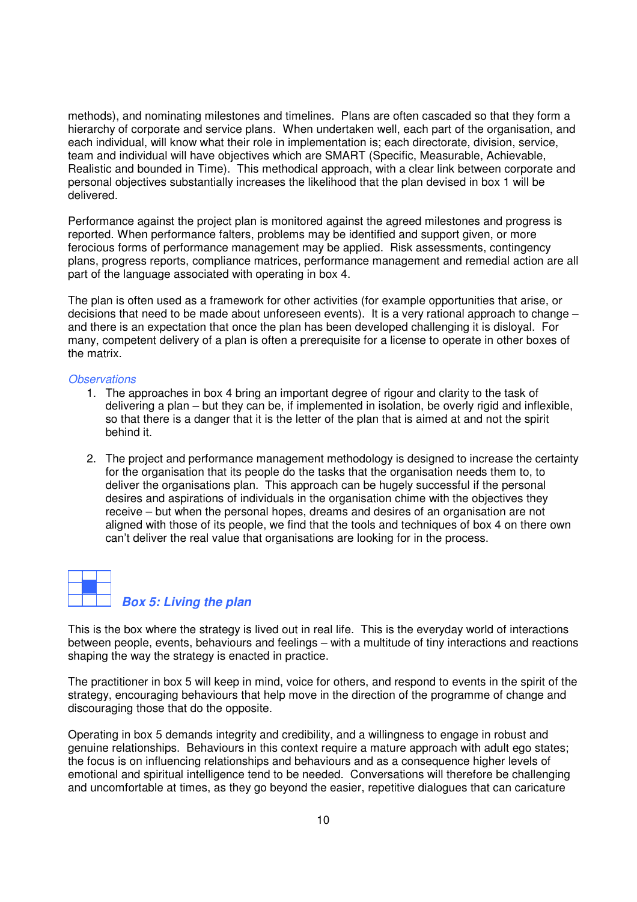methods), and nominating milestones and timelines. Plans are often cascaded so that they form a hierarchy of corporate and service plans. When undertaken well, each part of the organisation, and each individual, will know what their role in implementation is; each directorate, division, service, team and individual will have objectives which are SMART (Specific, Measurable, Achievable, Realistic and bounded in Time). This methodical approach, with a clear link between corporate and personal objectives substantially increases the likelihood that the plan devised in box 1 will be delivered.

Performance against the project plan is monitored against the agreed milestones and progress is reported. When performance falters, problems may be identified and support given, or more ferocious forms of performance management may be applied. Risk assessments, contingency plans, progress reports, compliance matrices, performance management and remedial action are all part of the language associated with operating in box 4.

The plan is often used as a framework for other activities (for example opportunities that arise, or decisions that need to be made about unforeseen events). It is a very rational approach to change – and there is an expectation that once the plan has been developed challenging it is disloyal. For many, competent delivery of a plan is often a prerequisite for a license to operate in other boxes of the matrix.

*Observations*

1. The approaches in box 4 bring an important degree of rigour and clarity to the task of delivering a plan – but they can be, if implemented in isolation, be overly rigid and inflexible, so that there is a danger that it is the letter of the plan that is aimed at and not the spirit behind it.

2. The project and performance management methodology is designed to increase the certainty for the organisation that its people do the tasks that the organisation needs them to, to deliver the organisations plan. This approach can be hugely successful if the personal desires and aspirations of individuals in the organisation chime with the objectives they receive – but when the personal hopes, dreams and desires of an organisation are not aligned with those of its people, we find that the tools and techniques of box 4 on there own can't deliver the real value that organisations are looking for in the process.

## *Box 5: Living the plan*

This is the box where the strategy is lived out in real life. This is the everyday world of interactions between people, events, behaviours and feelings – with a multitude of tiny interactions and reactions shaping the way the strategy is enacted in practice.

The practitioner in box 5 will keep in mind, voice for others, and respond to events in the spirit of the strategy, encouraging behaviours that help move in the direction of the programme of change and discouraging those that do the opposite.

Operating in box 5 demands integrity and credibility, and a willingness to engage in robust and genuine relationships. Behaviours in this context require a mature approach with adult ego states; the focus is on influencing relationships and behaviours and as a consequence higher levels of emotional and spiritual intelligence tend to be needed. Conversations will therefore be challenging and uncomfortable at times, as they go beyond the easier, repetitive dialogues that can caricature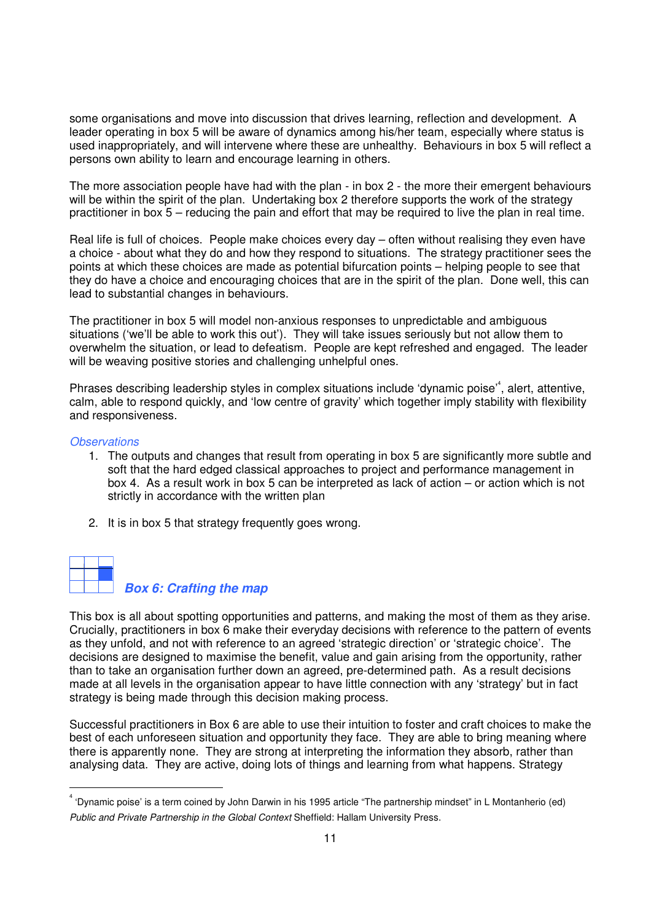some organisations and move into discussion that drives learning, reflection and development. A leader operating in box 5 will be aware of dynamics among his/her team, especially where status is used inappropriately, and will intervene where these are unhealthy. Behaviours in box 5 will reflect a persons own ability to learn and encourage learning in others.

The more association people have had with the plan - in box 2 - the more their emergent behaviours will be within the spirit of the plan. Undertaking box 2 therefore supports the work of the strategy practitioner in box 5 – reducing the pain and effort that may be required to live the plan in real time.

Real life is full of choices. People make choices every day – often without realising they even have a choice - about what they do and how they respond to situations. The strategy practitioner sees the points at which these choices are made as potential bifurcation points – helping people to see that they do have a choice and encouraging choices that are in the spirit of the plan. Done well, this can lead to substantial changes in behaviours.

The practitioner in box 5 will model non-anxious responses to unpredictable and ambiguous situations ('we'll be able to work this out'). They will take issues seriously but not allow them to overwhelm the situation, or lead to defeatism. People are kept refreshed and engaged. The leader will be weaving positive stories and challenging unhelpful ones.

Phrases describing leadership styles in complex situations include 'dynamic poise'[4], alert, attentive, calm, able to respond quickly, and 'low centre of gravity' which together imply stability with flexibility and responsiveness.

*Observations*

1. The outputs and changes that result from operating in box 5 are significantly more subtle and soft that the hard edged classical approaches to project and performance management in box 4. As a result work in box 5 can be interpreted as lack of action – or action which is not strictly in accordance with the written plan

2. It is in box 5 that strategy frequently goes wrong.

### *Box 6: Crafting the map*

This box is all about spotting opportunities and patterns, and making the most of them as they arise. Crucially, practitioners in box 6 make their everyday decisions with reference to the pattern of events as they unfold, and not with reference to an agreed 'strategic direction' or 'strategic choice'. The decisions are designed to maximise the benefit, value and gain arising from the opportunity, rather than to take an organisation further down an agreed, pre-determined path. As a result decisions made at all levels in the organisation appear to have little connection with any 'strategy' but in fact strategy is being made through this decision making process.

Successful practitioners in Box 6 are able to use their intuition to foster and craft choices to make the best of each unforeseen situation and opportunity they face. They are able to bring meaning where there is apparently none. They are strong at interpreting the information they absorb, rather than analysing data. They are active, doing lots of things and learning from what happens. Strategy

---

[4] 'Dynamic poise' is a term coined by John Darwin in his 1995 article "The partnership mindset" in L Montanherio (ed) *Public and Private Partnership in the Global Context* Sheffield: Hallam University Press.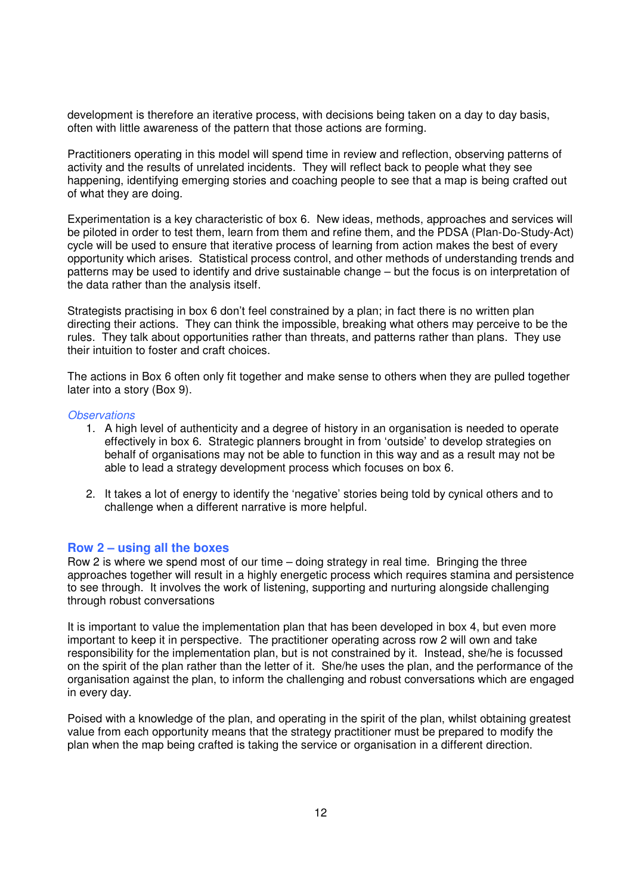development is therefore an iterative process, with decisions being taken on a day to day basis, often with little awareness of the pattern that those actions are forming.

Practitioners operating in this model will spend time in review and reflection, observing patterns of activity and the results of unrelated incidents. They will reflect back to people what they see happening, identifying emerging stories and coaching people to see that a map is being crafted out of what they are doing.

Experimentation is a key characteristic of box 6. New ideas, methods, approaches and services will be piloted in order to test them, learn from them and refine them, and the PDSA (Plan-Do-Study-Act) cycle will be used to ensure that iterative process of learning from action makes the best of every opportunity which arises. Statistical process control, and other methods of understanding trends and patterns may be used to identify and drive sustainable change – but the focus is on interpretation of the data rather than the analysis itself.

Strategists practising in box 6 don't feel constrained by a plan; in fact there is no written plan directing their actions. They can think the impossible, breaking what others may perceive to be the rules. They talk about opportunities rather than threats, and patterns rather than plans. They use their intuition to foster and craft choices.

The actions in Box 6 often only fit together and make sense to others when they are pulled together later into a story (Box 9).

*Observations*

1. A high level of authenticity and a degree of history in an organisation is needed to operate effectively in box 6. Strategic planners brought in from 'outside' to develop strategies on behalf of organisations may not be able to function in this way and as a result may not be able to lead a strategy development process which focuses on box 6.

2. It takes a lot of energy to identify the 'negative' stories being told by cynical others and to challenge when a different narrative is more helpful.

## Row 2 – using all the boxes

Row 2 is where we spend most of our time – doing strategy in real time. Bringing the three approaches together will result in a highly energetic process which requires stamina and persistence to see through. It involves the work of listening, supporting and nurturing alongside challenging through robust conversations

It is important to value the implementation plan that has been developed in box 4, but even more important to keep it in perspective. The practitioner operating across row 2 will own and take responsibility for the implementation plan, but is not constrained by it. Instead, she/he is focussed on the spirit of the plan rather than the letter of it. She/he uses the plan, and the performance of the organisation against the plan, to inform the challenging and robust conversations which are engaged in every day.

Poised with a knowledge of the plan, and operating in the spirit of the plan, whilst obtaining greatest value from each opportunity means that the strategy practitioner must be prepared to modify the plan when the map being crafted is taking the service or organisation in a different direction.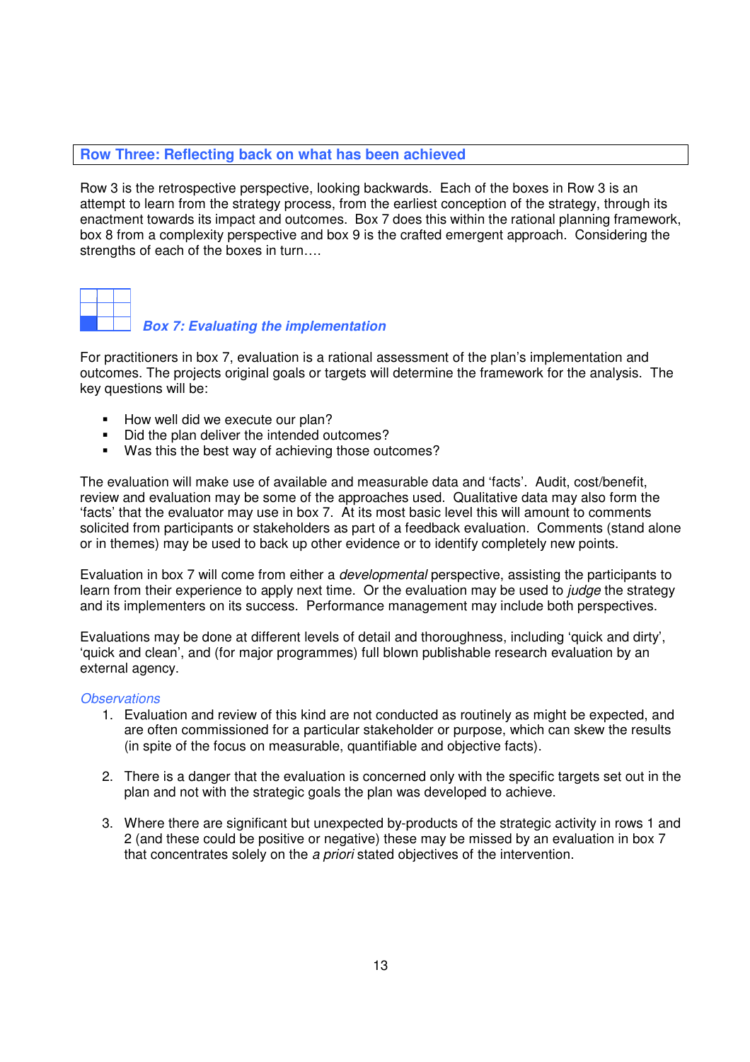## Row Three: Reflecting back on what has been achieved

Row 3 is the retrospective perspective, looking backwards. Each of the boxes in Row 3 is an attempt to learn from the strategy process, from the earliest conception of the strategy, through its enactment towards its impact and outcomes. Box 7 does this within the rational planning framework, box 8 from a complexity perspective and box 9 is the crafted emergent approach. Considering the strengths of each of the boxes in turn….

### *Box 7: Evaluating the implementation*

For practitioners in box 7, evaluation is a rational assessment of the plan's implementation and outcomes. The projects original goals or targets will determine the framework for the analysis. The key questions will be:

- How well did we execute our plan?
- Did the plan deliver the intended outcomes?
- Was this the best way of achieving those outcomes?

The evaluation will make use of available and measurable data and 'facts'. Audit, cost/benefit, review and evaluation may be some of the approaches used. Qualitative data may also form the 'facts' that the evaluator may use in box 7. At its most basic level this will amount to comments solicited from participants or stakeholders as part of a feedback evaluation. Comments (stand alone or in themes) may be used to back up other evidence or to identify completely new points.

Evaluation in box 7 will come from either a *developmental* perspective, assisting the participants to learn from their experience to apply next time. Or the evaluation may be used to *judge* the strategy and its implementers on its success. Performance management may include both perspectives.

Evaluations may be done at different levels of detail and thoroughness, including 'quick and dirty', 'quick and clean', and (for major programmes) full blown publishable research evaluation by an external agency.

*Observations*

1. Evaluation and review of this kind are not conducted as routinely as might be expected, and are often commissioned for a particular stakeholder or purpose, which can skew the results (in spite of the focus on measurable, quantifiable and objective facts).

2. There is a danger that the evaluation is concerned only with the specific targets set out in the plan and not with the strategic goals the plan was developed to achieve.

3. Where there are significant but unexpected by-products of the strategic activity in rows 1 and 2 (and these could be positive or negative) these may be missed by an evaluation in box 7 that concentrates solely on the *a priori* stated objectives of the intervention.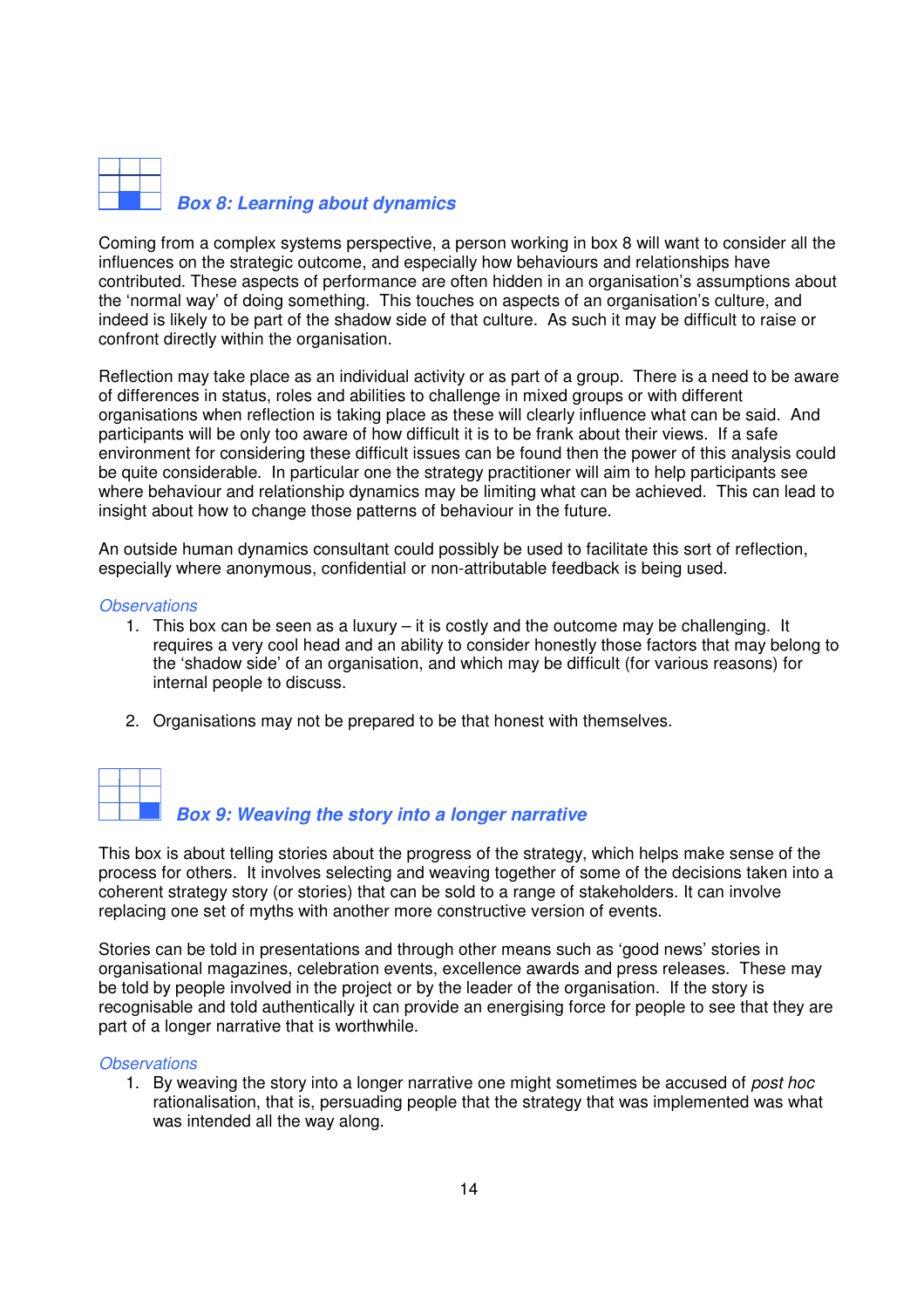### *Box 8: Learning about dynamics*

Coming from a complex systems perspective, a person working in box 8 will want to consider all the influences on the strategic outcome, and especially how behaviours and relationships have contributed. These aspects of performance are often hidden in an organisation's assumptions about the 'normal way' of doing something. This touches on aspects of an organisation's culture, and indeed is likely to be part of the shadow side of that culture. As such it may be difficult to raise or confront directly within the organisation.

Reflection may take place as an individual activity or as part of a group. There is a need to be aware of differences in status, roles and abilities to challenge in mixed groups or with different organisations when reflection is taking place as these will clearly influence what can be said. And participants will be only too aware of how difficult it is to be frank about their views. If a safe environment for considering these difficult issues can be found then the power of this analysis could be quite considerable. In particular one the strategy practitioner will aim to help participants see where behaviour and relationship dynamics may be limiting what can be achieved. This can lead to insight about how to change those patterns of behaviour in the future.

An outside human dynamics consultant could possibly be used to facilitate this sort of reflection, especially where anonymous, confidential or non-attributable feedback is being used.

*Observations*

1. This box can be seen as a luxury – it is costly and the outcome may be challenging. It requires a very cool head and an ability to consider honestly those factors that may belong to the 'shadow side' of an organisation, and which may be difficult (for various reasons) for internal people to discuss.

2. Organisations may not be prepared to be that honest with themselves.

### *Box 9: Weaving the story into a longer narrative*

This box is about telling stories about the progress of the strategy, which helps make sense of the process for others. It involves selecting and weaving together of some of the decisions taken into a coherent strategy story (or stories) that can be sold to a range of stakeholders. It can involve replacing one set of myths with another more constructive version of events.

Stories can be told in presentations and through other means such as 'good news' stories in organisational magazines, celebration events, excellence awards and press releases. These may be told by people involved in the project or by the leader of the organisation. If the story is recognisable and told authentically it can provide an energising force for people to see that they are part of a longer narrative that is worthwhile.

*Observations*

1. By weaving the story into a longer narrative one might sometimes be accused of *post hoc* rationalisation, that is, persuading people that the strategy that was implemented was what was intended all the way along.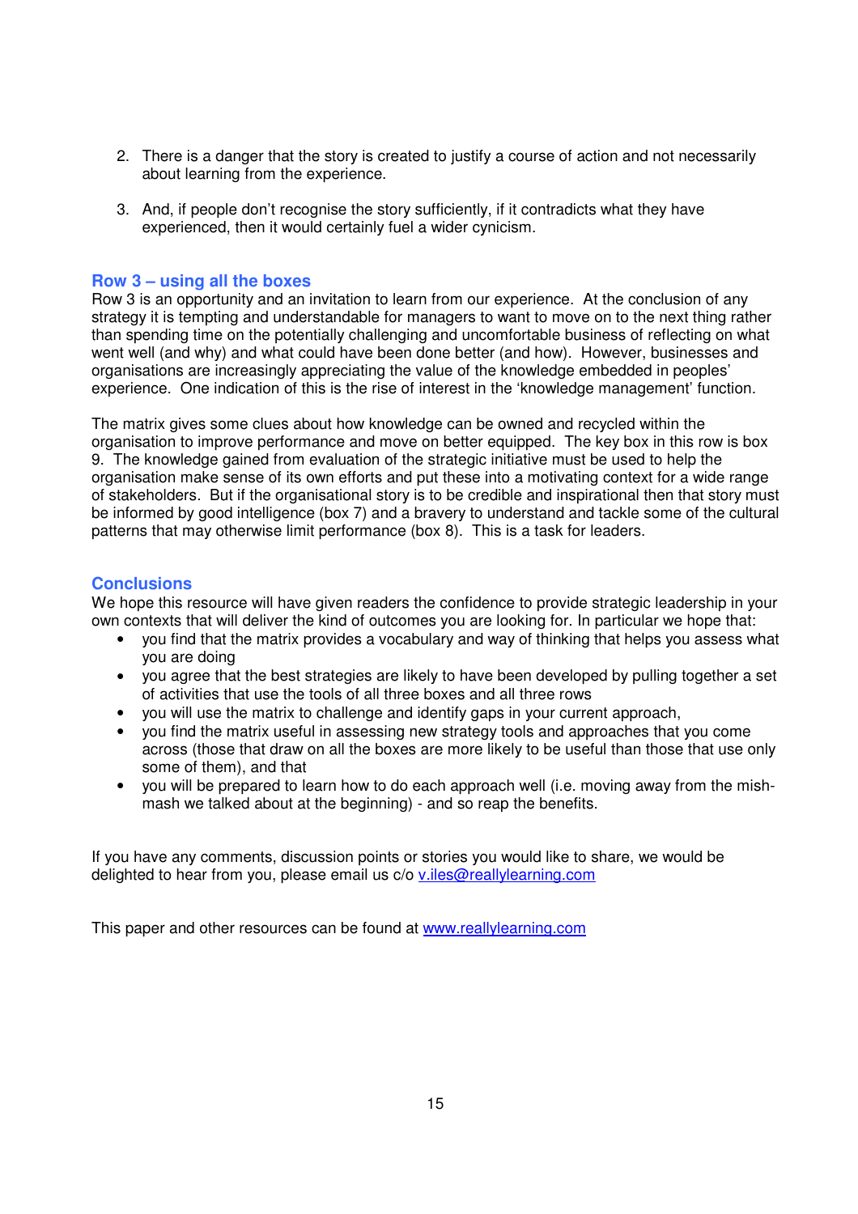2. There is a danger that the story is created to justify a course of action and not necessarily about learning from the experience.

3. And, if people don't recognise the story sufficiently, if it contradicts what they have experienced, then it would certainly fuel a wider cynicism.

## Row 3 – using all the boxes

Row 3 is an opportunity and an invitation to learn from our experience. At the conclusion of any strategy it is tempting and understandable for managers to want to move on to the next thing rather than spending time on the potentially challenging and uncomfortable business of reflecting on what went well (and why) and what could have been done better (and how). However, businesses and organisations are increasingly appreciating the value of the knowledge embedded in peoples' experience. One indication of this is the rise of interest in the 'knowledge management' function.

The matrix gives some clues about how knowledge can be owned and recycled within the organisation to improve performance and move on better equipped. The key box in this row is box 9. The knowledge gained from evaluation of the strategic initiative must be used to help the organisation make sense of its own efforts and put these into a motivating context for a wide range of stakeholders. But if the organisational story is to be credible and inspirational then that story must be informed by good intelligence (box 7) and a bravery to understand and tackle some of the cultural patterns that may otherwise limit performance (box 8). This is a task for leaders.

## Conclusions

We hope this resource will have given readers the confidence to provide strategic leadership in your own contexts that will deliver the kind of outcomes you are looking for. In particular we hope that:

- you find that the matrix provides a vocabulary and way of thinking that helps you assess what you are doing
- you agree that the best strategies are likely to have been developed by pulling together a set of activities that use the tools of all three boxes and all three rows
- you will use the matrix to challenge and identify gaps in your current approach,
- you find the matrix useful in assessing new strategy tools and approaches that you come across (those that draw on all the boxes are more likely to be useful than those that use only some of them), and that
- you will be prepared to learn how to do each approach well (i.e. moving away from the mish-mash we talked about at the beginning) - and so reap the benefits.

If you have any comments, discussion points or stories you would like to share, we would be delighted to hear from you, please email us c/o [v.iles@reallylearning.com](mailto:v.iles@reallylearning.com)

This paper and other resources can be found at [www.reallylearning.com](http://www.reallylearning.com)